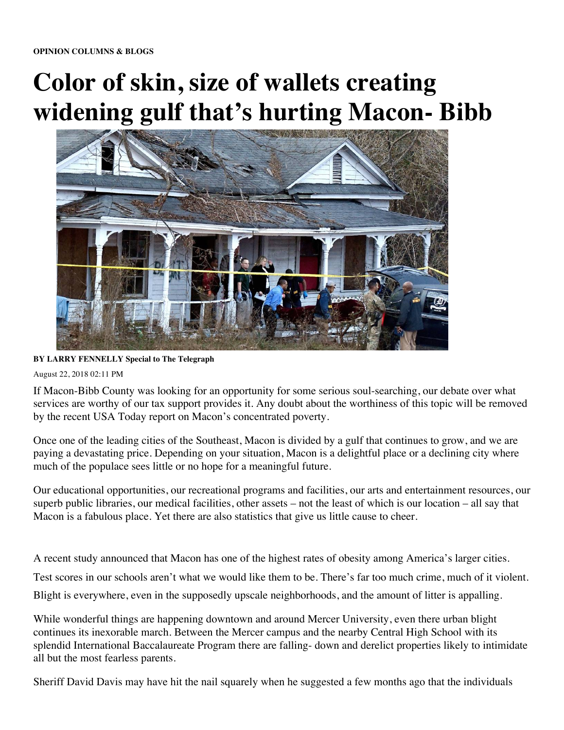**OPINION COLUMNS & BLOGS**

# Color of skin, size of wallets creating widening gulf that's hurting Macon- Bibb

**BY LARRY FENNELLY Special to The Telegraph**

August 22, 2018 02:11 PM

If Macon-Bibb County was looking for an opportunity for some serious soul-searching, our debate over what services are worthy of our tax support provides it. Any doubt about the worthiness of this topic will be removed by the recent USA Today report on Macon's concentrated poverty.

Once one of the leading cities of the Southeast, Macon is divided by a gulf that continues to grow, and we are paying a devastating price. Depending on your situation, Macon is a delightful place or a declining city where much of the populace sees little or no hope for a meaningful future.

Our educational opportunities, our recreational programs and facilities, our arts and entertainment resources, our superb public libraries, our medical facilities, other assets – not the least of which is our location – all say that Macon is a fabulous place. Yet there are also statistics that give us little cause to cheer.

A recent study announced that Macon has one of the highest rates of obesity among America's larger cities.

Test scores in our schools aren't what we would like them to be. There's far too much crime, much of it violent.

Blight is everywhere, even in the supposedly upscale neighborhoods, and the amount of litter is appalling.

While wonderful things are happening downtown and around Mercer University, even there urban blight continues its inexorable march. Between the Mercer campus and the nearby Central High School with its splendid International Baccalaureate Program there are falling- down and derelict properties likely to intimidate all but the most fearless parents.

Sheriff David Davis may have hit the nail squarely when he suggested a few months ago that the individuals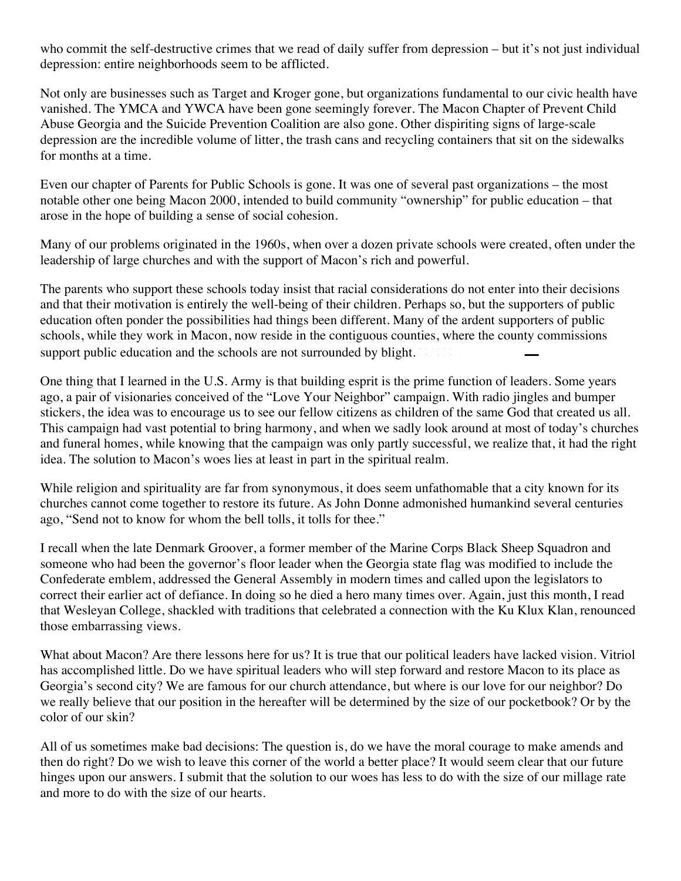who commit the self-destructive crimes that we read of daily suffer from depression – but it's not just individual depression: entire neighborhoods seem to be afflicted.

Not only are businesses such as Target and Kroger gone, but organizations fundamental to our civic health have vanished. The YMCA and YWCA have been gone seemingly forever. The Macon Chapter of Prevent Child Abuse Georgia and the Suicide Prevention Coalition are also gone. Other dispiriting signs of large-scale depression are the incredible volume of litter, the trash cans and recycling containers that sit on the sidewalks for months at a time.

Even our chapter of Parents for Public Schools is gone. It was one of several past organizations – the most notable other one being Macon 2000, intended to build community "ownership" for public education – that arose in the hope of building a sense of social cohesion.

Many of our problems originated in the 1960s, when over a dozen private schools were created, often under the leadership of large churches and with the support of Macon's rich and powerful.

The parents who support these schools today insist that racial considerations do not enter into their decisions and that their motivation is entirely the well-being of their children. Perhaps so, but the supporters of public education often ponder the possibilities had things been different. Many of the ardent supporters of public schools, while they work in Macon, now reside in the contiguous counties, where the county commissions support public education and the schools are not surrounded by blight.

One thing that I learned in the U.S. Army is that building esprit is the prime function of leaders. Some years ago, a pair of visionaries conceived of the "Love Your Neighbor" campaign. With radio jingles and bumper stickers, the idea was to encourage us to see our fellow citizens as children of the same God that created us all. This campaign had vast potential to bring harmony, and when we sadly look around at most of today's churches and funeral homes, while knowing that the campaign was only partly successful, we realize that, it had the right idea. The solution to Macon's woes lies at least in part in the spiritual realm.

While religion and spirituality are far from synonymous, it does seem unfathomable that a city known for its churches cannot come together to restore its future. As John Donne admonished humankind several centuries ago, "Send not to know for whom the bell tolls, it tolls for thee."

I recall when the late Denmark Groover, a former member of the Marine Corps Black Sheep Squadron and someone who had been the governor's floor leader when the Georgia state flag was modified to include the Confederate emblem, addressed the General Assembly in modern times and called upon the legislators to correct their earlier act of defiance. In doing so he died a hero many times over. Again, just this month, I read that Wesleyan College, shackled with traditions that celebrated a connection with the Ku Klux Klan, renounced those embarrassing views.

What about Macon? Are there lessons here for us? It is true that our political leaders have lacked vision. Vitriol has accomplished little. Do we have spiritual leaders who will step forward and restore Macon to its place as Georgia's second city? We are famous for our church attendance, but where is our love for our neighbor? Do we really believe that our position in the hereafter will be determined by the size of our pocketbook? Or by the color of our skin?

All of us sometimes make bad decisions: The question is, do we have the moral courage to make amends and then do right? Do we wish to leave this corner of the world a better place? It would seem clear that our future hinges upon our answers. I submit that the solution to our woes has less to do with the size of our millage rate and more to do with the size of our hearts.